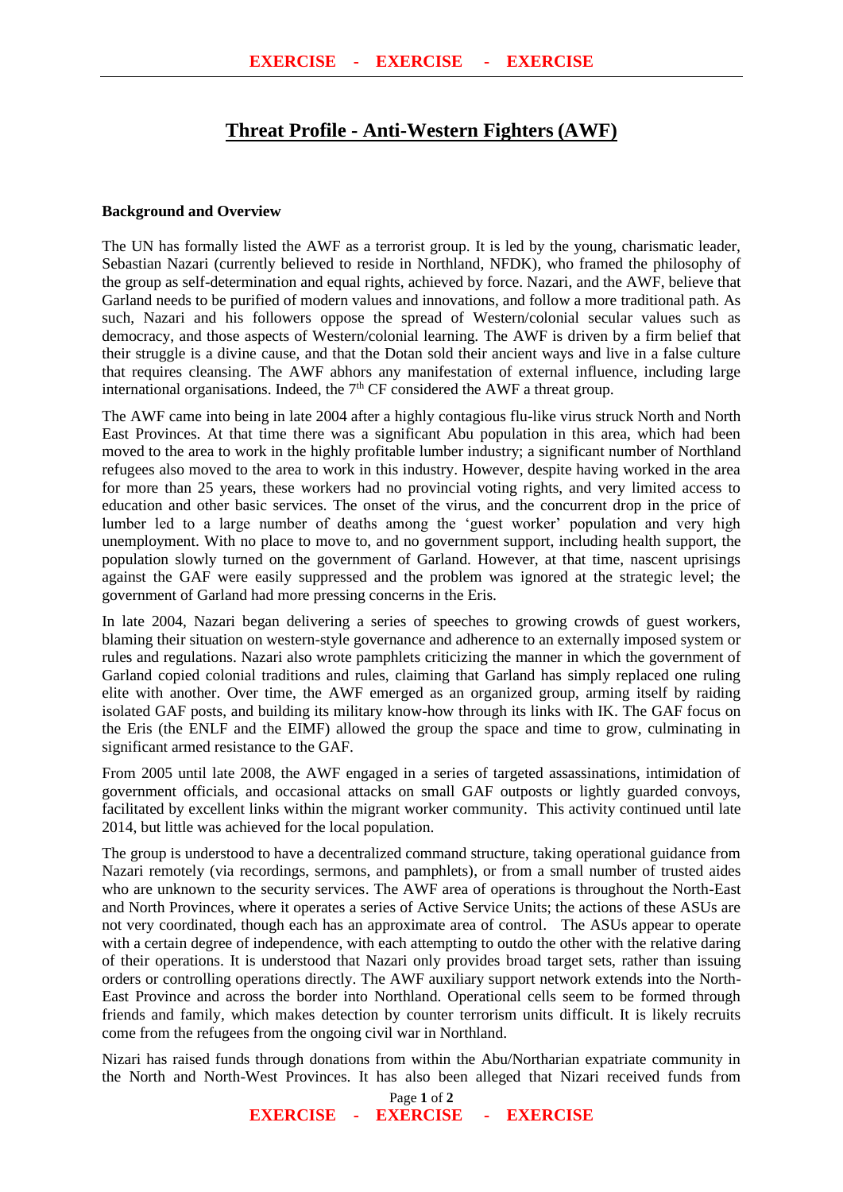# Threat Profile - Anti-Western Fighters (AWF)

**Background and Overview**

The UN has formally listed the AWF as a terrorist group. It is led by the young, charismatic leader, Sebastian Nazari (currently believed to reside in Northland, NFDK), who framed the philosophy of the group as self-determination and equal rights, achieved by force. Nazari, and the AWF, believe that Garland needs to be purified of modern values and innovations, and follow a more traditional path. As such, Nazari and his followers oppose the spread of Western/colonial secular values such as democracy, and those aspects of Western/colonial learning. The AWF is driven by a firm belief that their struggle is a divine cause, and that the Dotan sold their ancient ways and live in a false culture that requires cleansing. The AWF abhors any manifestation of external influence, including large international organisations. Indeed, the 7th CF considered the AWF a threat group.

The AWF came into being in late 2004 after a highly contagious flu-like virus struck North and North East Provinces. At that time there was a significant Abu population in this area, which had been moved to the area to work in the highly profitable lumber industry; a significant number of Northland refugees also moved to the area to work in this industry. However, despite having worked in the area for more than 25 years, these workers had no provincial voting rights, and very limited access to education and other basic services. The onset of the virus, and the concurrent drop in the price of lumber led to a large number of deaths among the 'guest worker' population and very high unemployment. With no place to move to, and no government support, including health support, the population slowly turned on the government of Garland. However, at that time, nascent uprisings against the GAF were easily suppressed and the problem was ignored at the strategic level; the government of Garland had more pressing concerns in the Eris.

In late 2004, Nazari began delivering a series of speeches to growing crowds of guest workers, blaming their situation on western-style governance and adherence to an externally imposed system or rules and regulations. Nazari also wrote pamphlets criticizing the manner in which the government of Garland copied colonial traditions and rules, claiming that Garland has simply replaced one ruling elite with another. Over time, the AWF emerged as an organized group, arming itself by raiding isolated GAF posts, and building its military know-how through its links with IK. The GAF focus on the Eris (the ENLF and the EIMF) allowed the group the space and time to grow, culminating in significant armed resistance to the GAF.

From 2005 until late 2008, the AWF engaged in a series of targeted assassinations, intimidation of government officials, and occasional attacks on small GAF outposts or lightly guarded convoys, facilitated by excellent links within the migrant worker community. This activity continued until late 2014, but little was achieved for the local population.

The group is understood to have a decentralized command structure, taking operational guidance from Nazari remotely (via recordings, sermons, and pamphlets), or from a small number of trusted aides who are unknown to the security services. The AWF area of operations is throughout the North-East and North Provinces, where it operates a series of Active Service Units; the actions of these ASUs are not very coordinated, though each has an approximate area of control. The ASUs appear to operate with a certain degree of independence, with each attempting to outdo the other with the relative daring of their operations. It is understood that Nazari only provides broad target sets, rather than issuing orders or controlling operations directly. The AWF auxiliary support network extends into the North-East Province and across the border into Northland. Operational cells seem to be formed through friends and family, which makes detection by counter terrorism units difficult. It is likely recruits come from the refugees from the ongoing civil war in Northland.

Nizari has raised funds through donations from within the Abu/Northarian expatriate community in the North and North-West Provinces. It has also been alleged that Nizari received funds from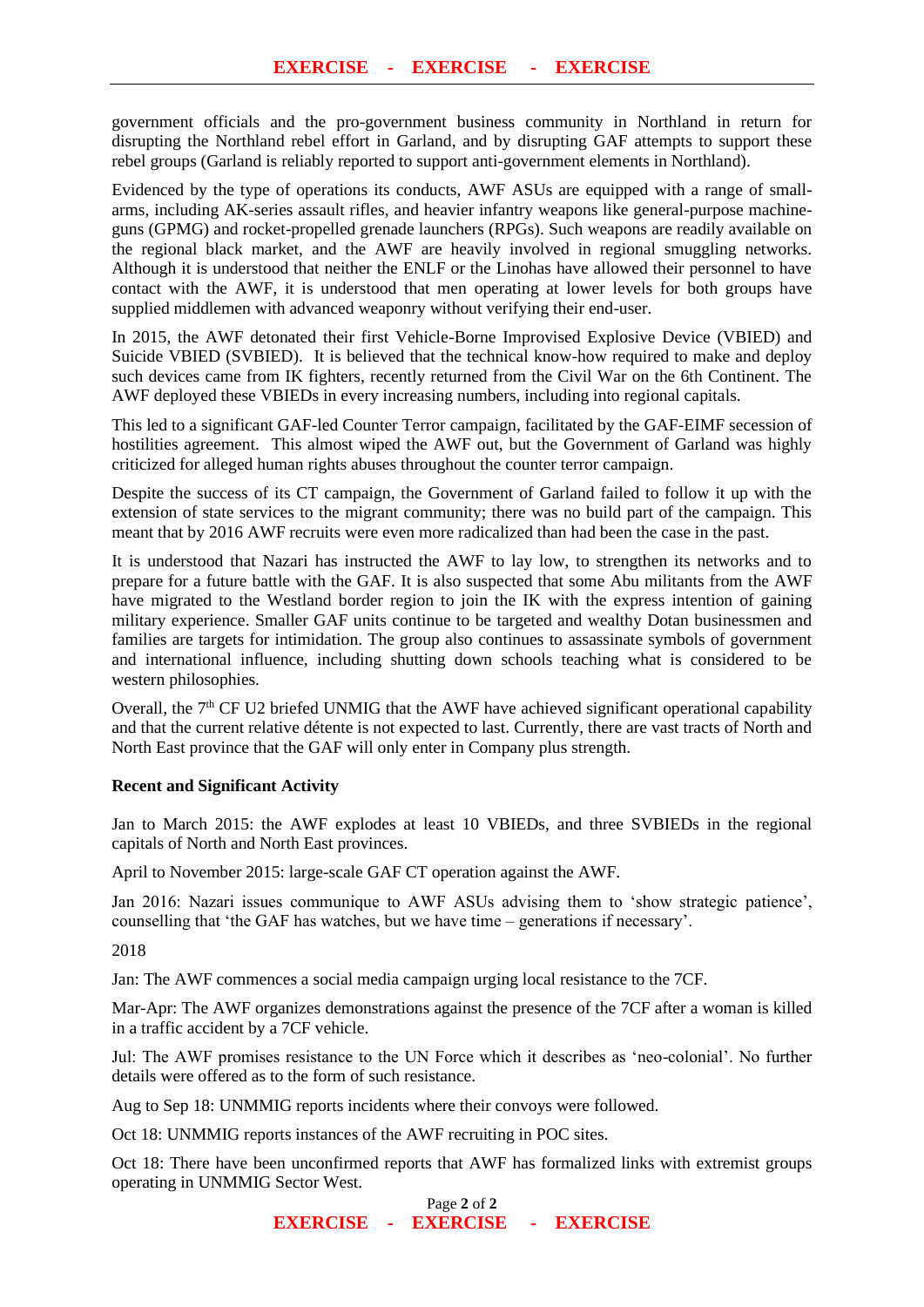government officials and the pro-government business community in Northland in return for disrupting the Northland rebel effort in Garland, and by disrupting GAF attempts to support these rebel groups (Garland is reliably reported to support anti-government elements in Northland).

Evidenced by the type of operations its conducts, AWF ASUs are equipped with a range of small-arms, including AK-series assault rifles, and heavier infantry weapons like general-purpose machine-guns (GPMG) and rocket-propelled grenade launchers (RPGs). Such weapons are readily available on the regional black market, and the AWF are heavily involved in regional smuggling networks. Although it is understood that neither the ENLF or the Linohas have allowed their personnel to have contact with the AWF, it is understood that men operating at lower levels for both groups have supplied middlemen with advanced weaponry without verifying their end-user.

In 2015, the AWF detonated their first Vehicle-Borne Improvised Explosive Device (VBIED) and Suicide VBIED (SVBIED). It is believed that the technical know-how required to make and deploy such devices came from IK fighters, recently returned from the Civil War on the 6th Continent. The AWF deployed these VBIEDs in every increasing numbers, including into regional capitals.

This led to a significant GAF-led Counter Terror campaign, facilitated by the GAF-EIMF secession of hostilities agreement. This almost wiped the AWF out, but the Government of Garland was highly criticized for alleged human rights abuses throughout the counter terror campaign.

Despite the success of its CT campaign, the Government of Garland failed to follow it up with the extension of state services to the migrant community; there was no build part of the campaign. This meant that by 2016 AWF recruits were even more radicalized than had been the case in the past.

It is understood that Nazari has instructed the AWF to lay low, to strengthen its networks and to prepare for a future battle with the GAF. It is also suspected that some Abu militants from the AWF have migrated to the Westland border region to join the IK with the express intention of gaining military experience. Smaller GAF units continue to be targeted and wealthy Dotan businessmen and families are targets for intimidation. The group also continues to assassinate symbols of government and international influence, including shutting down schools teaching what is considered to be western philosophies.

Overall, the 7th CF U2 briefed UNMIG that the AWF have achieved significant operational capability and that the current relative détente is not expected to last. Currently, there are vast tracts of North and North East province that the GAF will only enter in Company plus strength.

**Recent and Significant Activity**

Jan to March 2015: the AWF explodes at least 10 VBIEDs, and three SVBIEDs in the regional capitals of North and North East provinces.

April to November 2015: large-scale GAF CT operation against the AWF.

Jan 2016: Nazari issues communique to AWF ASUs advising them to 'show strategic patience', counselling that 'the GAF has watches, but we have time – generations if necessary'.

2018

Jan: The AWF commences a social media campaign urging local resistance to the 7CF.

Mar-Apr: The AWF organizes demonstrations against the presence of the 7CF after a woman is killed in a traffic accident by a 7CF vehicle.

Jul: The AWF promises resistance to the UN Force which it describes as 'neo-colonial'. No further details were offered as to the form of such resistance.

Aug to Sep 18: UNMMIG reports incidents where their convoys were followed.

Oct 18: UNMMIG reports instances of the AWF recruiting in POC sites.

Oct 18: There have been unconfirmed reports that AWF has formalized links with extremist groups operating in UNMMIG Sector West.